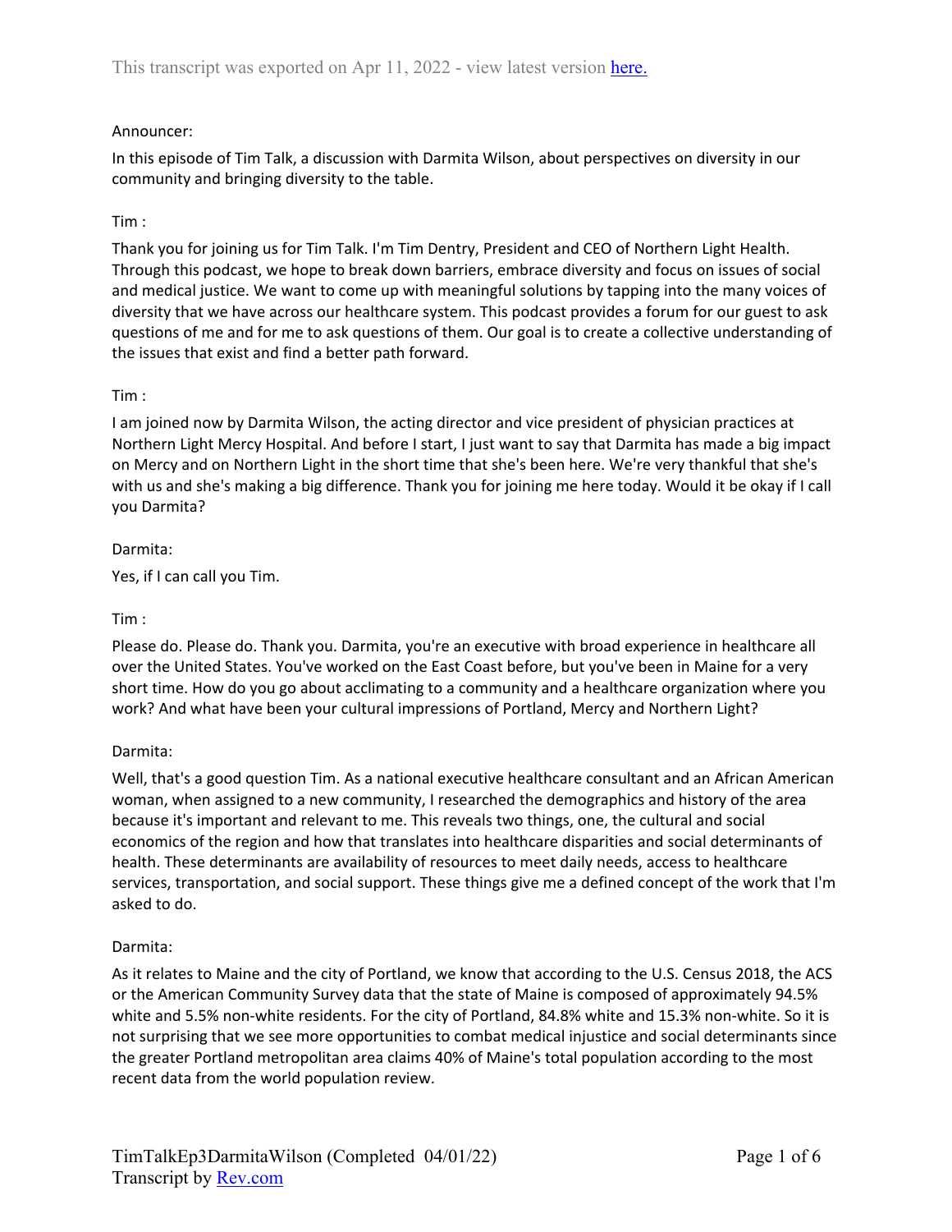This transcript was exported on Apr 11, 2022 - view latest version here.

Announcer:

In this episode of Tim Talk, a discussion with Darmita Wilson, about perspectives on diversity in our community and bringing diversity to the table.

Tim :

Thank you for joining us for Tim Talk. I'm Tim Dentry, President and CEO of Northern Light Health. Through this podcast, we hope to break down barriers, embrace diversity and focus on issues of social and medical justice. We want to come up with meaningful solutions by tapping into the many voices of diversity that we have across our healthcare system. This podcast provides a forum for our guest to ask questions of me and for me to ask questions of them. Our goal is to create a collective understanding of the issues that exist and find a better path forward.

Tim :

I am joined now by Darmita Wilson, the acting director and vice president of physician practices at Northern Light Mercy Hospital. And before I start, I just want to say that Darmita has made a big impact on Mercy and on Northern Light in the short time that she's been here. We're very thankful that she's with us and she's making a big difference. Thank you for joining me here today. Would it be okay if I call you Darmita?

Darmita:

Yes, if I can call you Tim.

Tim :

Please do. Please do. Thank you. Darmita, you're an executive with broad experience in healthcare all over the United States. You've worked on the East Coast before, but you've been in Maine for a very short time. How do you go about acclimating to a community and a healthcare organization where you work? And what have been your cultural impressions of Portland, Mercy and Northern Light?

Darmita:

Well, that's a good question Tim. As a national executive healthcare consultant and an African American woman, when assigned to a new community, I researched the demographics and history of the area because it's important and relevant to me. This reveals two things, one, the cultural and social economics of the region and how that translates into healthcare disparities and social determinants of health. These determinants are availability of resources to meet daily needs, access to healthcare services, transportation, and social support. These things give me a defined concept of the work that I'm asked to do.

Darmita:

As it relates to Maine and the city of Portland, we know that according to the U.S. Census 2018, the ACS or the American Community Survey data that the state of Maine is composed of approximately 94.5% white and 5.5% non-white residents. For the city of Portland, 84.8% white and 15.3% non-white. So it is not surprising that we see more opportunities to combat medical injustice and social determinants since the greater Portland metropolitan area claims 40% of Maine's total population according to the most recent data from the world population review.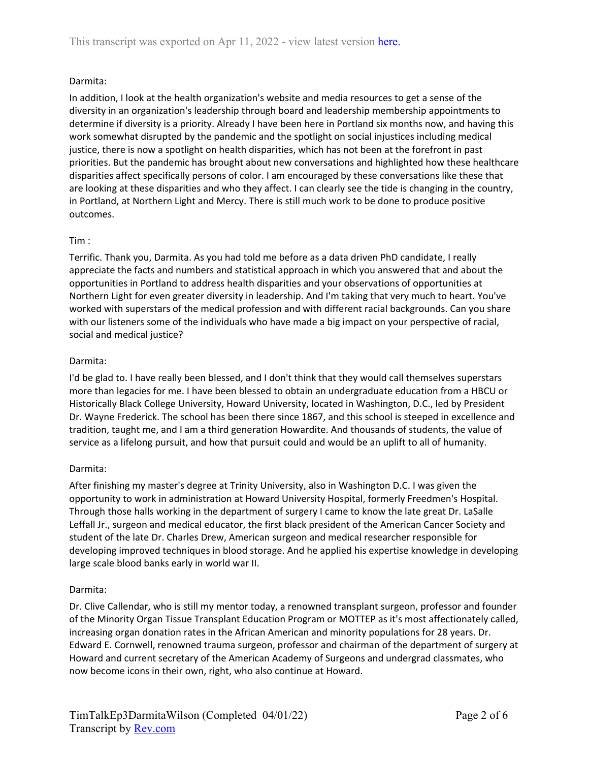Darmita:

In addition, I look at the health organization's website and media resources to get a sense of the diversity in an organization's leadership through board and leadership membership appointments to determine if diversity is a priority. Already I have been here in Portland six months now, and having this work somewhat disrupted by the pandemic and the spotlight on social injustices including medical justice, there is now a spotlight on health disparities, which has not been at the forefront in past priorities. But the pandemic has brought about new conversations and highlighted how these healthcare disparities affect specifically persons of color. I am encouraged by these conversations like these that are looking at these disparities and who they affect. I can clearly see the tide is changing in the country, in Portland, at Northern Light and Mercy. There is still much work to be done to produce positive outcomes.

Tim :

Terrific. Thank you, Darmita. As you had told me before as a data driven PhD candidate, I really appreciate the facts and numbers and statistical approach in which you answered that and about the opportunities in Portland to address health disparities and your observations of opportunities at Northern Light for even greater diversity in leadership. And I'm taking that very much to heart. You've worked with superstars of the medical profession and with different racial backgrounds. Can you share with our listeners some of the individuals who have made a big impact on your perspective of racial, social and medical justice?

Darmita:

I'd be glad to. I have really been blessed, and I don't think that they would call themselves superstars more than legacies for me. I have been blessed to obtain an undergraduate education from a HBCU or Historically Black College University, Howard University, located in Washington, D.C., led by President Dr. Wayne Frederick. The school has been there since 1867, and this school is steeped in excellence and tradition, taught me, and I am a third generation Howardite. And thousands of students, the value of service as a lifelong pursuit, and how that pursuit could and would be an uplift to all of humanity.

Darmita:

After finishing my master's degree at Trinity University, also in Washington D.C. I was given the opportunity to work in administration at Howard University Hospital, formerly Freedmen's Hospital. Through those halls working in the department of surgery I came to know the late great Dr. LaSalle Leffall Jr., surgeon and medical educator, the first black president of the American Cancer Society and student of the late Dr. Charles Drew, American surgeon and medical researcher responsible for developing improved techniques in blood storage. And he applied his expertise knowledge in developing large scale blood banks early in world war II.

Darmita:

Dr. Clive Callendar, who is still my mentor today, a renowned transplant surgeon, professor and founder of the Minority Organ Tissue Transplant Education Program or MOTTEP as it's most affectionately called, increasing organ donation rates in the African American and minority populations for 28 years. Dr. Edward E. Cornwell, renowned trauma surgeon, professor and chairman of the department of surgery at Howard and current secretary of the American Academy of Surgeons and undergrad classmates, who now become icons in their own, right, who also continue at Howard.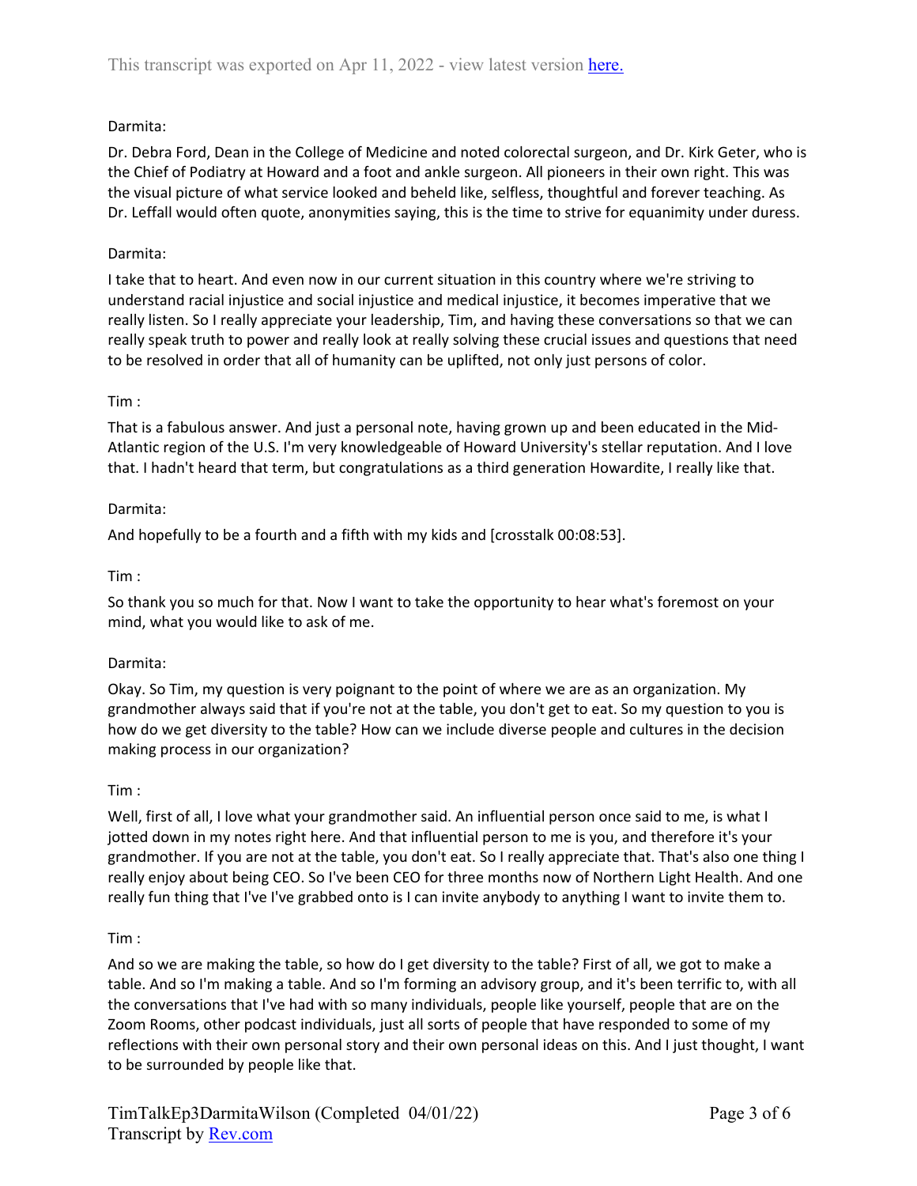Darmita:

Dr. Debra Ford, Dean in the College of Medicine and noted colorectal surgeon, and Dr. Kirk Geter, who is the Chief of Podiatry at Howard and a foot and ankle surgeon. All pioneers in their own right. This was the visual picture of what service looked and beheld like, selfless, thoughtful and forever teaching. As Dr. Leffall would often quote, anonymities saying, this is the time to strive for equanimity under duress.

Darmita:

I take that to heart. And even now in our current situation in this country where we're striving to understand racial injustice and social injustice and medical injustice, it becomes imperative that we really listen. So I really appreciate your leadership, Tim, and having these conversations so that we can really speak truth to power and really look at really solving these crucial issues and questions that need to be resolved in order that all of humanity can be uplifted, not only just persons of color.

Tim :

That is a fabulous answer. And just a personal note, having grown up and been educated in the Mid-Atlantic region of the U.S. I'm very knowledgeable of Howard University's stellar reputation. And I love that. I hadn't heard that term, but congratulations as a third generation Howardite, I really like that.

Darmita:

And hopefully to be a fourth and a fifth with my kids and [crosstalk 00:08:53].

Tim :

So thank you so much for that. Now I want to take the opportunity to hear what's foremost on your mind, what you would like to ask of me.

Darmita:

Okay. So Tim, my question is very poignant to the point of where we are as an organization. My grandmother always said that if you're not at the table, you don't get to eat. So my question to you is how do we get diversity to the table? How can we include diverse people and cultures in the decision making process in our organization?

Tim :

Well, first of all, I love what your grandmother said. An influential person once said to me, is what I jotted down in my notes right here. And that influential person to me is you, and therefore it's your grandmother. If you are not at the table, you don't eat. So I really appreciate that. That's also one thing I really enjoy about being CEO. So I've been CEO for three months now of Northern Light Health. And one really fun thing that I've I've grabbed onto is I can invite anybody to anything I want to invite them to.

Tim :

And so we are making the table, so how do I get diversity to the table? First of all, we got to make a table. And so I'm making a table. And so I'm forming an advisory group, and it's been terrific to, with all the conversations that I've had with so many individuals, people like yourself, people that are on the Zoom Rooms, other podcast individuals, just all sorts of people that have responded to some of my reflections with their own personal story and their own personal ideas on this. And I just thought, I want to be surrounded by people like that.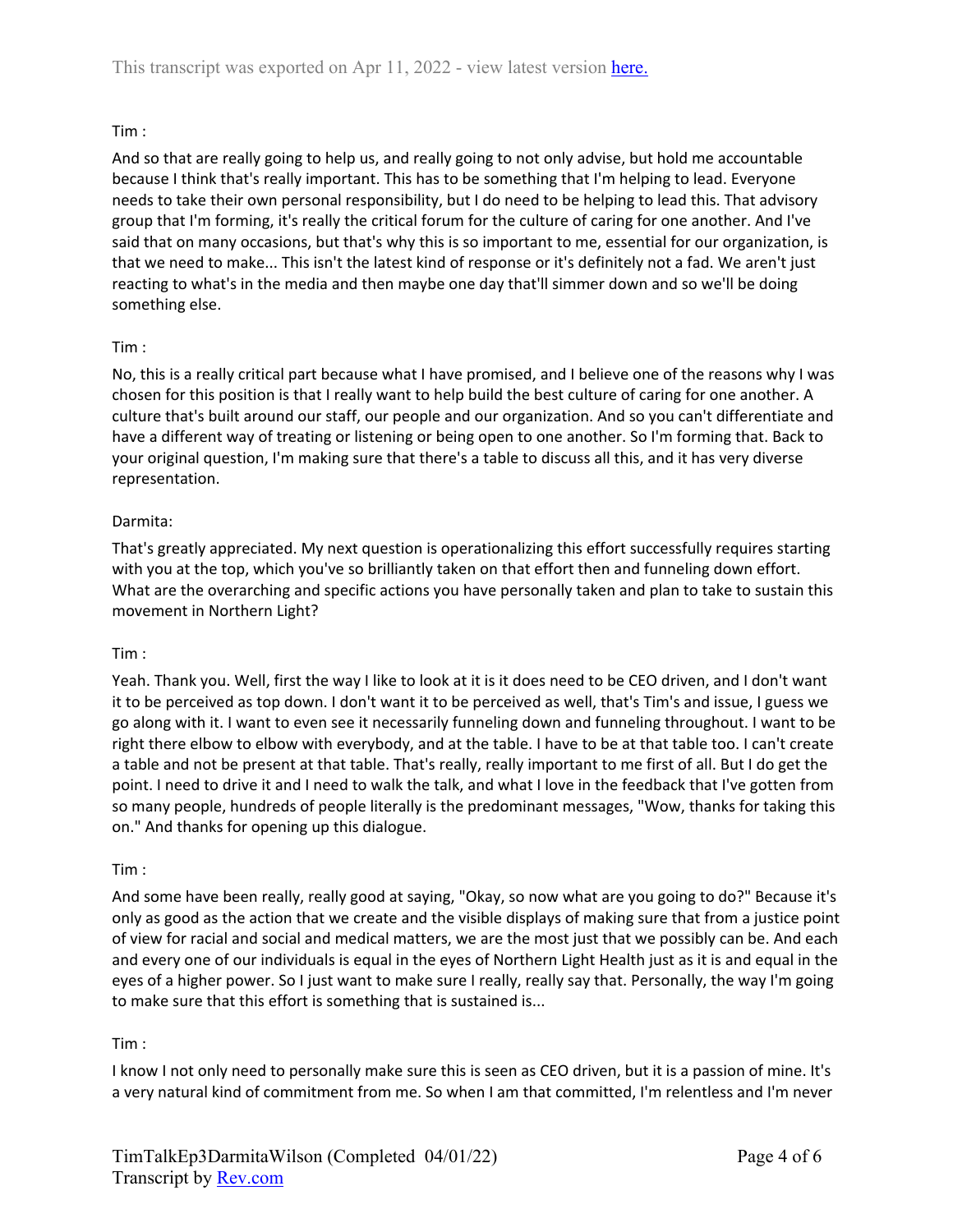Tim :

And so that are really going to help us, and really going to not only advise, but hold me accountable because I think that's really important. This has to be something that I'm helping to lead. Everyone needs to take their own personal responsibility, but I do need to be helping to lead this. That advisory group that I'm forming, it's really the critical forum for the culture of caring for one another. And I've said that on many occasions, but that's why this is so important to me, essential for our organization, is that we need to make... This isn't the latest kind of response or it's definitely not a fad. We aren't just reacting to what's in the media and then maybe one day that'll simmer down and so we'll be doing something else.

Tim :

No, this is a really critical part because what I have promised, and I believe one of the reasons why I was chosen for this position is that I really want to help build the best culture of caring for one another. A culture that's built around our staff, our people and our organization. And so you can't differentiate and have a different way of treating or listening or being open to one another. So I'm forming that. Back to your original question, I'm making sure that there's a table to discuss all this, and it has very diverse representation.

Darmita:

That's greatly appreciated. My next question is operationalizing this effort successfully requires starting with you at the top, which you've so brilliantly taken on that effort then and funneling down effort. What are the overarching and specific actions you have personally taken and plan to take to sustain this movement in Northern Light?

Tim :

Yeah. Thank you. Well, first the way I like to look at it is it does need to be CEO driven, and I don't want it to be perceived as top down. I don't want it to be perceived as well, that's Tim's and issue, I guess we go along with it. I want to even see it necessarily funneling down and funneling throughout. I want to be right there elbow to elbow with everybody, and at the table. I have to be at that table too. I can't create a table and not be present at that table. That's really, really important to me first of all. But I do get the point. I need to drive it and I need to walk the talk, and what I love in the feedback that I've gotten from so many people, hundreds of people literally is the predominant messages, "Wow, thanks for taking this on." And thanks for opening up this dialogue.

Tim :

And some have been really, really good at saying, "Okay, so now what are you going to do?" Because it's only as good as the action that we create and the visible displays of making sure that from a justice point of view for racial and social and medical matters, we are the most just that we possibly can be. And each and every one of our individuals is equal in the eyes of Northern Light Health just as it is and equal in the eyes of a higher power. So I just want to make sure I really, really say that. Personally, the way I'm going to make sure that this effort is something that is sustained is...

Tim :

I know I not only need to personally make sure this is seen as CEO driven, but it is a passion of mine. It's a very natural kind of commitment from me. So when I am that committed, I'm relentless and I'm never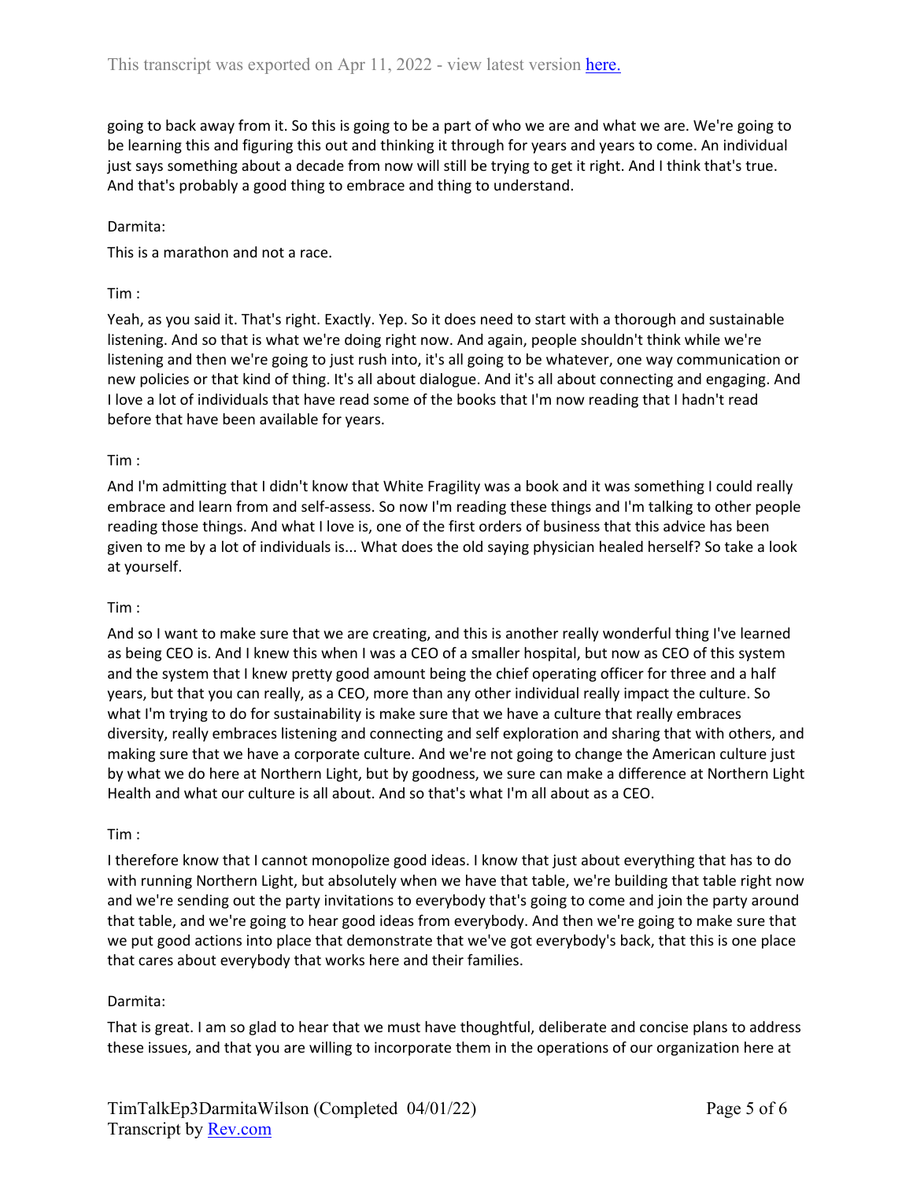going to back away from it. So this is going to be a part of who we are and what we are. We're going to be learning this and figuring this out and thinking it through for years and years to come. An individual just says something about a decade from now will still be trying to get it right. And I think that's true. And that's probably a good thing to embrace and thing to understand.

Darmita:

This is a marathon and not a race.

Tim :

Yeah, as you said it. That's right. Exactly. Yep. So it does need to start with a thorough and sustainable listening. And so that is what we're doing right now. And again, people shouldn't think while we're listening and then we're going to just rush into, it's all going to be whatever, one way communication or new policies or that kind of thing. It's all about dialogue. And it's all about connecting and engaging. And I love a lot of individuals that have read some of the books that I'm now reading that I hadn't read before that have been available for years.

Tim :

And I'm admitting that I didn't know that White Fragility was a book and it was something I could really embrace and learn from and self-assess. So now I'm reading these things and I'm talking to other people reading those things. And what I love is, one of the first orders of business that this advice has been given to me by a lot of individuals is... What does the old saying physician healed herself? So take a look at yourself.

Tim :

And so I want to make sure that we are creating, and this is another really wonderful thing I've learned as being CEO is. And I knew this when I was a CEO of a smaller hospital, but now as CEO of this system and the system that I knew pretty good amount being the chief operating officer for three and a half years, but that you can really, as a CEO, more than any other individual really impact the culture. So what I'm trying to do for sustainability is make sure that we have a culture that really embraces diversity, really embraces listening and connecting and self exploration and sharing that with others, and making sure that we have a corporate culture. And we're not going to change the American culture just by what we do here at Northern Light, but by goodness, we sure can make a difference at Northern Light Health and what our culture is all about. And so that's what I'm all about as a CEO.

Tim :

I therefore know that I cannot monopolize good ideas. I know that just about everything that has to do with running Northern Light, but absolutely when we have that table, we're building that table right now and we're sending out the party invitations to everybody that's going to come and join the party around that table, and we're going to hear good ideas from everybody. And then we're going to make sure that we put good actions into place that demonstrate that we've got everybody's back, that this is one place that cares about everybody that works here and their families.

Darmita:

That is great. I am so glad to hear that we must have thoughtful, deliberate and concise plans to address these issues, and that you are willing to incorporate them in the operations of our organization here at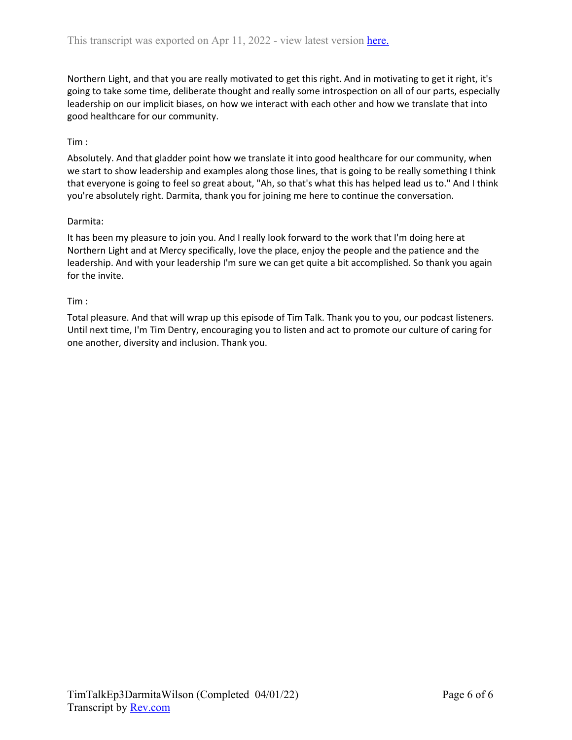Northern Light, and that you are really motivated to get this right. And in motivating to get it right, it's going to take some time, deliberate thought and really some introspection on all of our parts, especially leadership on our implicit biases, on how we interact with each other and how we translate that into good healthcare for our community.

Tim :

Absolutely. And that gladder point how we translate it into good healthcare for our community, when we start to show leadership and examples along those lines, that is going to be really something I think that everyone is going to feel so great about, "Ah, so that's what this has helped lead us to." And I think you're absolutely right. Darmita, thank you for joining me here to continue the conversation.

Darmita:

It has been my pleasure to join you. And I really look forward to the work that I'm doing here at Northern Light and at Mercy specifically, love the place, enjoy the people and the patience and the leadership. And with your leadership I'm sure we can get quite a bit accomplished. So thank you again for the invite.

Tim :

Total pleasure. And that will wrap up this episode of Tim Talk. Thank you to you, our podcast listeners. Until next time, I'm Tim Dentry, encouraging you to listen and act to promote our culture of caring for one another, diversity and inclusion. Thank you.